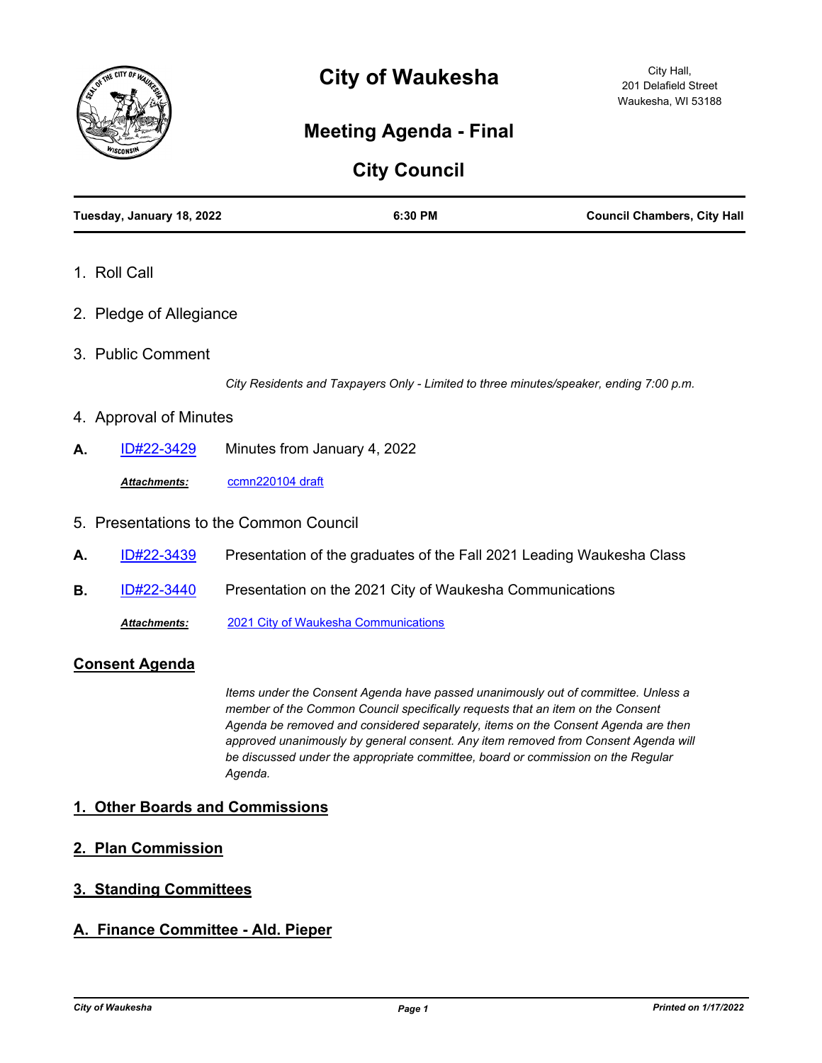# City of Waukesha

City Hall,
201 Delafield Street
Waukesha, WI 53188

## Meeting Agenda - Final

## City Council

| Tuesday, January 18, 2022 | 6:30 PM | Council Chambers, City Hall |
|---|---|---|

1. Roll Call

2. Pledge of Allegiance

3. Public Comment

   *City Residents and Taxpayers Only - Limited to three minutes/speaker, ending 7:00 p.m.*

4. Approval of Minutes

**A.** ID#22-3429 Minutes from January 4, 2022

***Attachments:*** ccmn220104 draft

5. Presentations to the Common Council

**A.** ID#22-3439 Presentation of the graduates of the Fall 2021 Leading Waukesha Class

**B.** ID#22-3440 Presentation on the 2021 City of Waukesha Communications

***Attachments:*** 2021 City of Waukesha Communications

## Consent Agenda

*Items under the Consent Agenda have passed unanimously out of committee. Unless a member of the Common Council specifically requests that an item on the Consent Agenda be removed and considered separately, items on the Consent Agenda are then approved unanimously by general consent. Any item removed from Consent Agenda will be discussed under the appropriate committee, board or commission on the Regular Agenda.*

### 1. Other Boards and Commissions

### 2. Plan Commission

### 3. Standing Committees

### A. Finance Committee - Ald. Pieper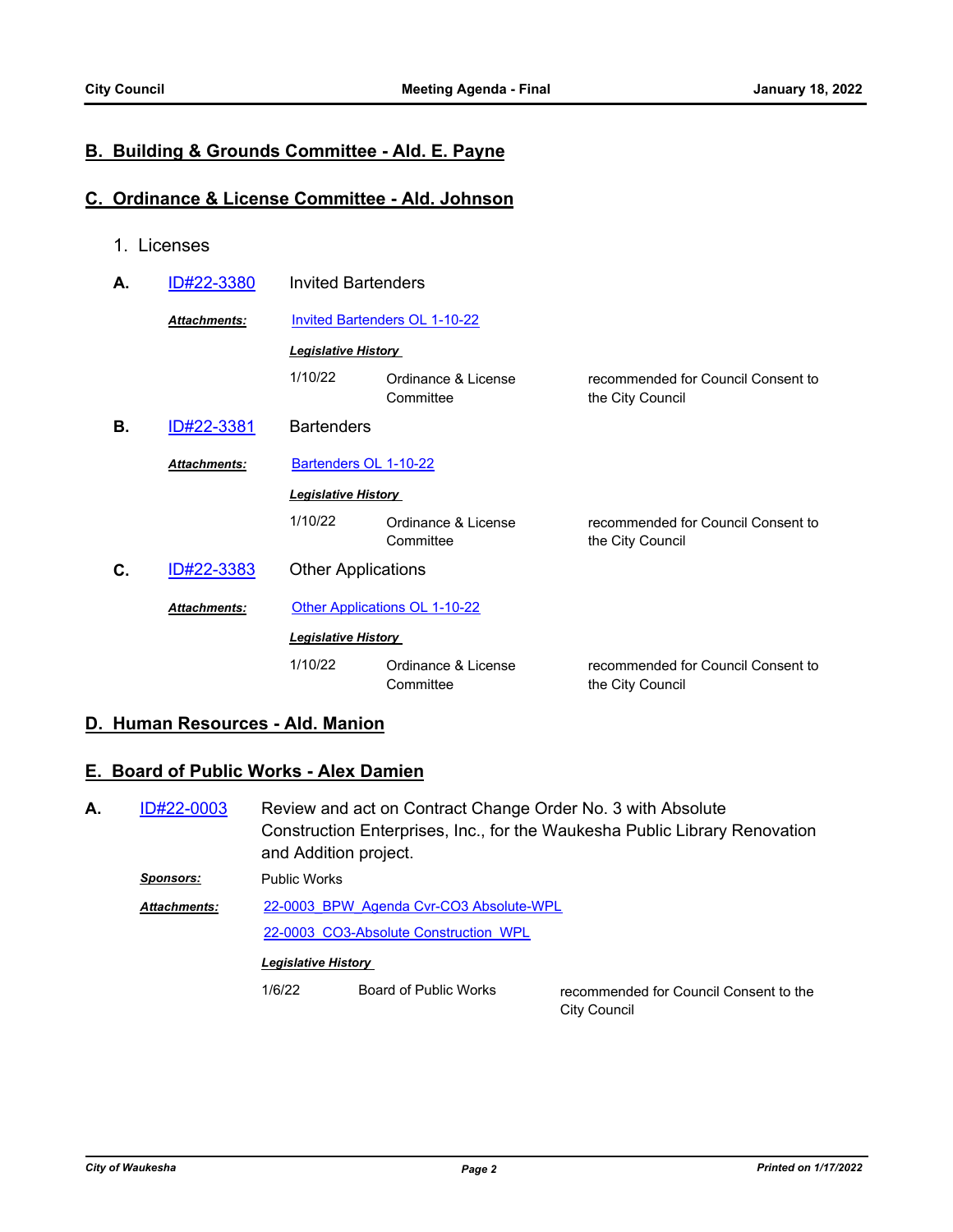## B. Building & Grounds Committee - Ald. E. Payne

## C. Ordinance & License Committee - Ald. Johnson

1. Licenses

**A.** ID#22-3380 Invited Bartenders

***Attachments:*** Invited Bartenders OL 1-10-22

***Legislative History***

| | | |
|---|---|---|
| 1/10/22 | Ordinance & License Committee | recommended for Council Consent to the City Council |

**B.** ID#22-3381 Bartenders

***Attachments:*** Bartenders OL 1-10-22

***Legislative History***

| | | |
|---|---|---|
| 1/10/22 | Ordinance & License Committee | recommended for Council Consent to the City Council |

**C.** ID#22-3383 Other Applications

***Attachments:*** Other Applications OL 1-10-22

***Legislative History***

| | | |
|---|---|---|
| 1/10/22 | Ordinance & License Committee | recommended for Council Consent to the City Council |

## D. Human Resources - Ald. Manion

## E. Board of Public Works - Alex Damien

**A.** ID#22-0003 Review and act on Contract Change Order No. 3 with Absolute Construction Enterprises, Inc., for the Waukesha Public Library Renovation and Addition project.

***Sponsors:*** Public Works

***Attachments:*** 22-0003_BPW_Agenda Cvr-CO3 Absolute-WPL

22-0003_CO3-Absolute Construction_WPL

***Legislative History***

| | | |
|---|---|---|
| 1/6/22 | Board of Public Works | recommended for Council Consent to the City Council |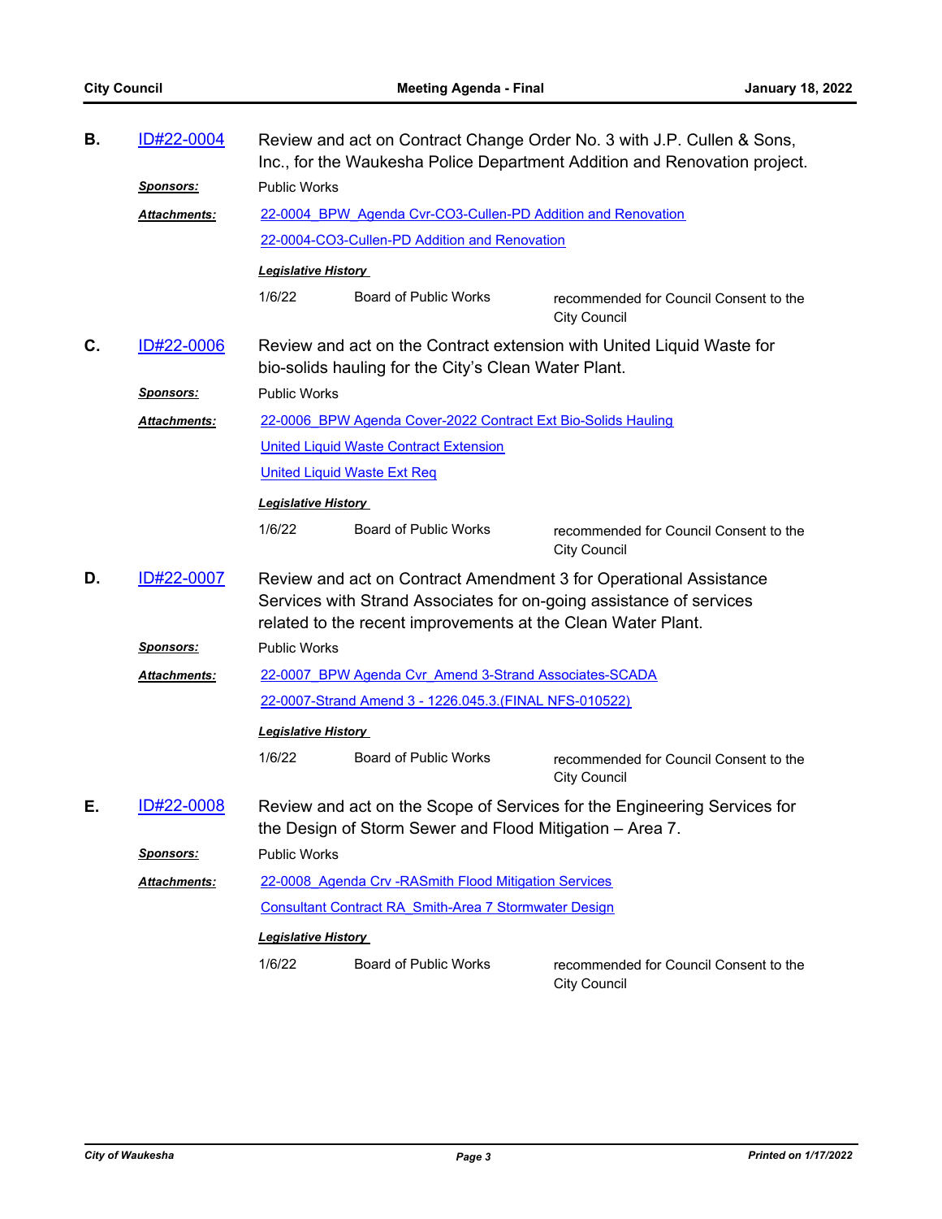**B.** ID#22-0004 — Review and act on Contract Change Order No. 3 with J.P. Cullen & Sons, Inc., for the Waukesha Police Department Addition and Renovation project.

***Sponsors:*** Public Works

***Attachments:***
22-0004_BPW_Agenda Cvr-CO3-Cullen-PD Addition and Renovation
22-0004-CO3-Cullen-PD Addition and Renovation

***Legislative History***

| 1/6/22 | Board of Public Works | recommended for Council Consent to the City Council |
|---|---|---|

**C.** ID#22-0006 — Review and act on the Contract extension with United Liquid Waste for bio-solids hauling for the City's Clean Water Plant.

***Sponsors:*** Public Works

***Attachments:***
22-0006_BPW Agenda Cover-2022 Contract Ext Bio-Solids Hauling
United Liquid Waste Contract Extension
United Liquid Waste Ext Req

***Legislative History***

| 1/6/22 | Board of Public Works | recommended for Council Consent to the City Council |
|---|---|---|

**D.** ID#22-0007 — Review and act on Contract Amendment 3 for Operational Assistance Services with Strand Associates for on-going assistance of services related to the recent improvements at the Clean Water Plant.

***Sponsors:*** Public Works

***Attachments:***
22-0007_BPW Agenda Cvr_Amend 3-Strand Associates-SCADA
22-0007-Strand Amend 3 - 1226.045.3.(FINAL NFS-010522)

***Legislative History***

| 1/6/22 | Board of Public Works | recommended for Council Consent to the City Council |
|---|---|---|

**E.** ID#22-0008 — Review and act on the Scope of Services for the Engineering Services for the Design of Storm Sewer and Flood Mitigation – Area 7.

***Sponsors:*** Public Works

***Attachments:***
22-0008_Agenda Crv -RASmith Flood Mitigation Services
Consultant Contract RA_Smith-Area 7 Stormwater Design

***Legislative History***

| 1/6/22 | Board of Public Works | recommended for Council Consent to the City Council |
|---|---|---|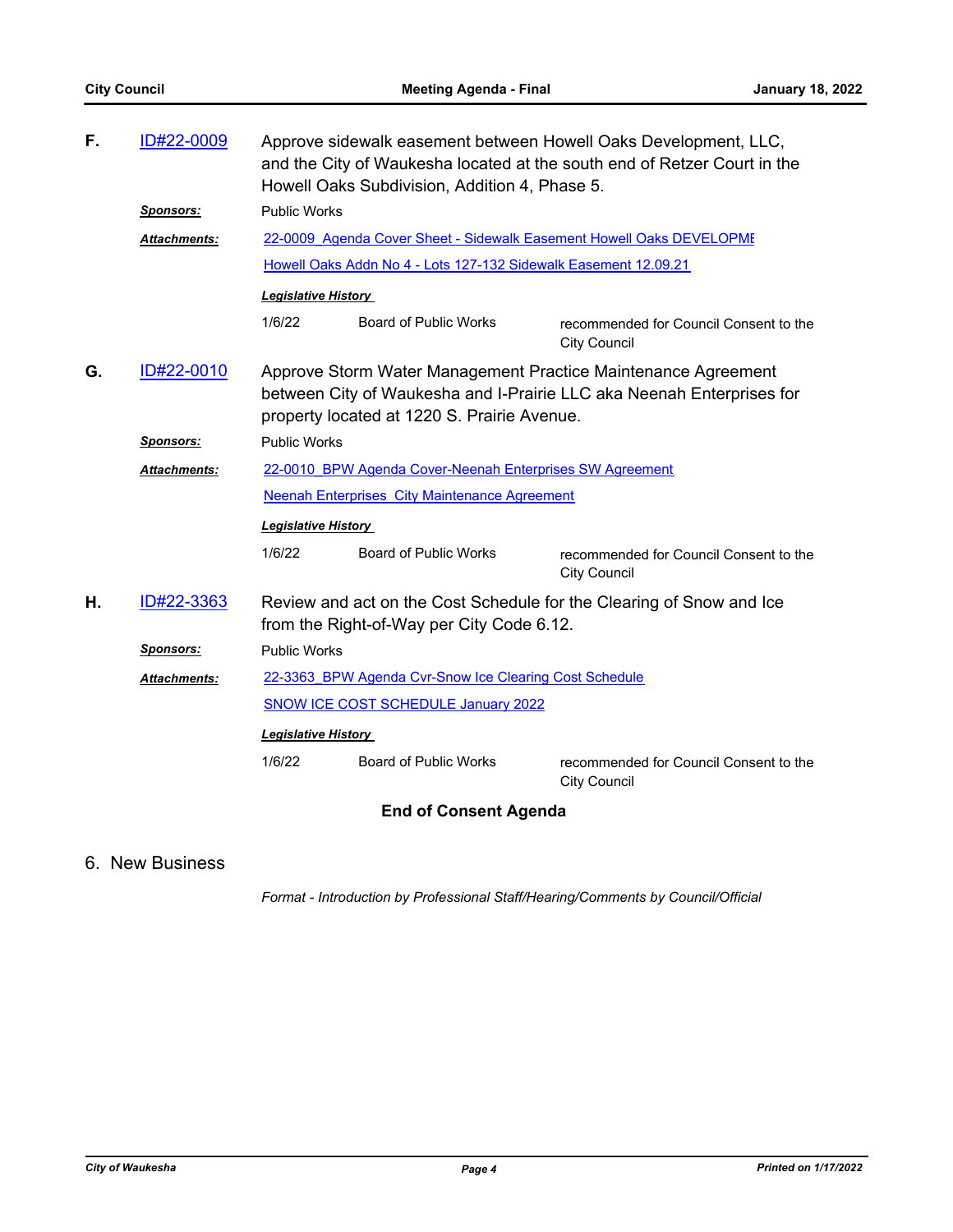**F.** ID#22-0009 Approve sidewalk easement between Howell Oaks Development, LLC, and the City of Waukesha located at the south end of Retzer Court in the Howell Oaks Subdivision, Addition 4, Phase 5.

***Sponsors:*** Public Works

***Attachments:*** 22-0009_Agenda Cover Sheet - Sidewalk Easement Howell Oaks DEVELOPME
Howell Oaks Addn No 4 - Lots 127-132 Sidewalk Easement 12.09.21

***Legislative History***

| | | |
|---|---|---|
| 1/6/22 | Board of Public Works | recommended for Council Consent to the City Council |

**G.** ID#22-0010 Approve Storm Water Management Practice Maintenance Agreement between City of Waukesha and I-Prairie LLC aka Neenah Enterprises for property located at 1220 S. Prairie Avenue.

***Sponsors:*** Public Works

***Attachments:*** 22-0010_BPW Agenda Cover-Neenah Enterprises SW Agreement
Neenah Enterprises City Maintenance Agreement

***Legislative History***

| | | |
|---|---|---|
| 1/6/22 | Board of Public Works | recommended for Council Consent to the City Council |

**H.** ID#22-3363 Review and act on the Cost Schedule for the Clearing of Snow and Ice from the Right-of-Way per City Code 6.12.

***Sponsors:*** Public Works

***Attachments:*** 22-3363_BPW Agenda Cvr-Snow Ice Clearing Cost Schedule
SNOW ICE COST SCHEDULE January 2022

***Legislative History***

| | | |
|---|---|---|
| 1/6/22 | Board of Public Works | recommended for Council Consent to the City Council |

**End of Consent Agenda**

## 6. New Business

*Format - Introduction by Professional Staff/Hearing/Comments by Council/Official*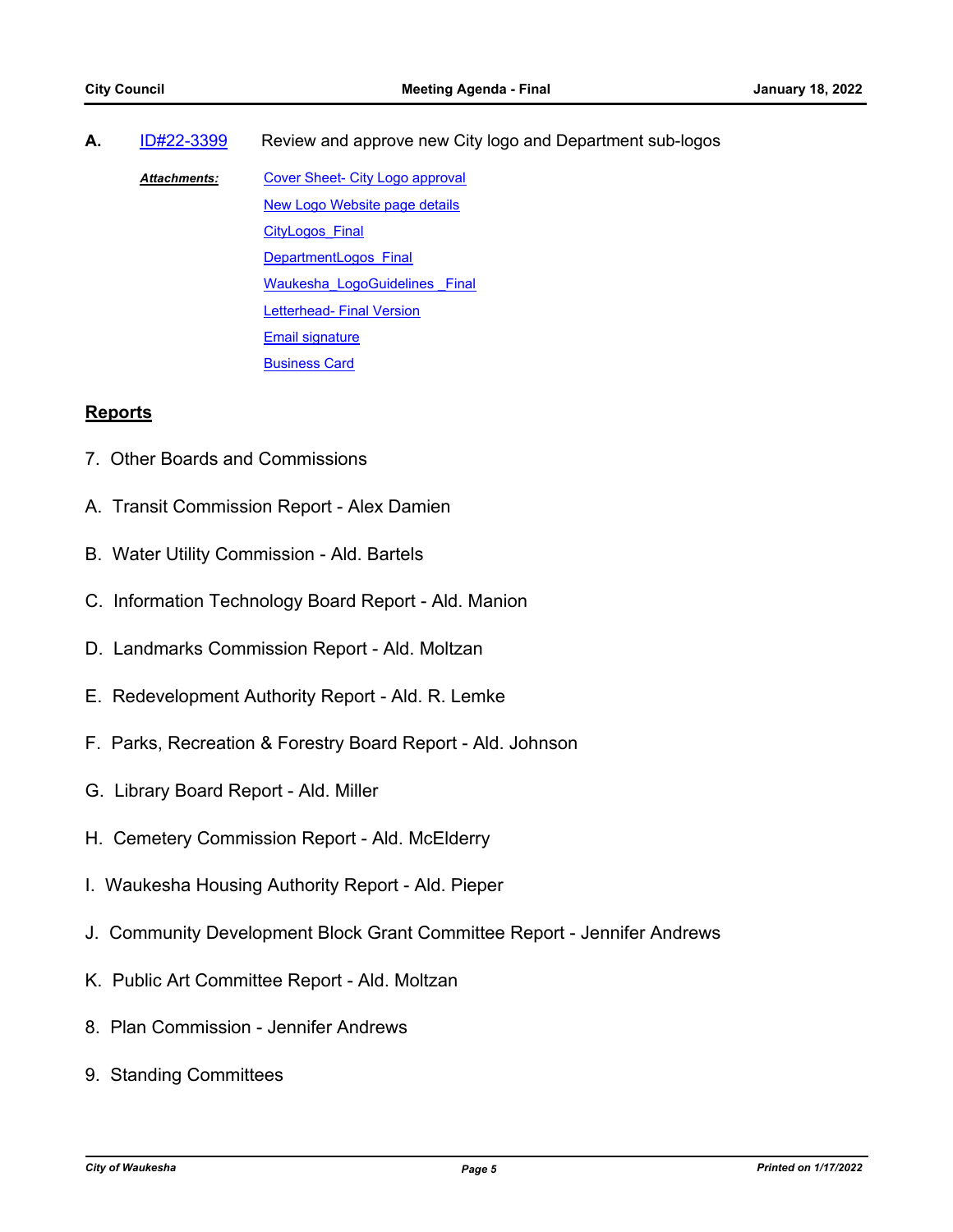**A.** ID#22-3399 Review and approve new City logo and Department sub-logos

***Attachments:***
- Cover Sheet- City Logo approval
- New Logo Website page details
- CityLogos_Final
- DepartmentLogos_Final
- Waukesha_LogoGuidelines _Final
- Letterhead- Final Version
- Email signature
- Business Card

## Reports

7. Other Boards and Commissions

A. Transit Commission Report - Alex Damien

B. Water Utility Commission - Ald. Bartels

C. Information Technology Board Report - Ald. Manion

D. Landmarks Commission Report - Ald. Moltzan

E. Redevelopment Authority Report - Ald. R. Lemke

F. Parks, Recreation & Forestry Board Report - Ald. Johnson

G. Library Board Report - Ald. Miller

H. Cemetery Commission Report - Ald. McElderry

I. Waukesha Housing Authority Report - Ald. Pieper

J. Community Development Block Grant Committee Report - Jennifer Andrews

K. Public Art Committee Report - Ald. Moltzan

8. Plan Commission - Jennifer Andrews

9. Standing Committees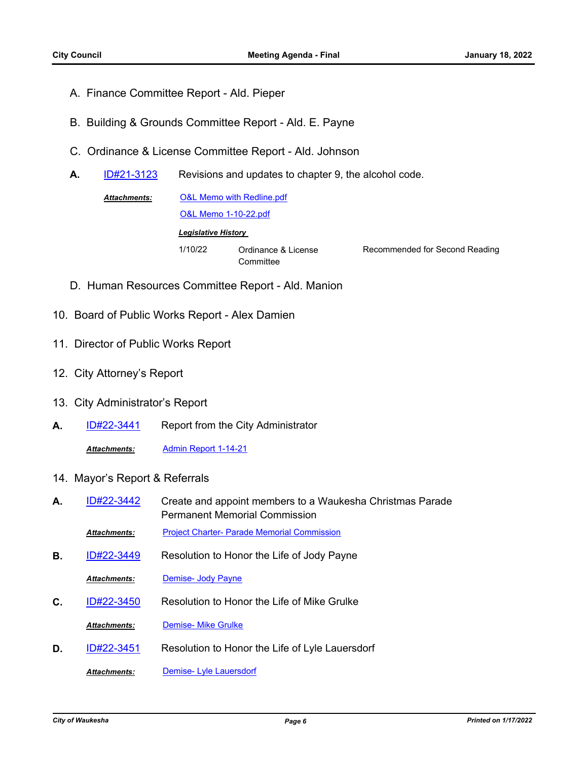A. Finance Committee Report - Ald. Pieper

B. Building & Grounds Committee Report - Ald. E. Payne

C. Ordinance & License Committee Report - Ald. Johnson

**A.** ID#21-3123 Revisions and updates to chapter 9, the alcohol code.

***Attachments:*** O&L Memo with Redline.pdf
O&L Memo 1-10-22.pdf

***Legislative History***

| | | |
|---|---|---|
| 1/10/22 | Ordinance & License Committee | Recommended for Second Reading |

D. Human Resources Committee Report - Ald. Manion

10. Board of Public Works Report - Alex Damien

11. Director of Public Works Report

12. City Attorney's Report

13. City Administrator's Report

**A.** ID#22-3441 Report from the City Administrator

***Attachments:*** Admin Report 1-14-21

14. Mayor's Report & Referrals

**A.** ID#22-3442 Create and appoint members to a Waukesha Christmas Parade Permanent Memorial Commission

***Attachments:*** Project Charter- Parade Memorial Commission

**B.** ID#22-3449 Resolution to Honor the Life of Jody Payne

***Attachments:*** Demise- Jody Payne

**C.** ID#22-3450 Resolution to Honor the Life of Mike Grulke

***Attachments:*** Demise- Mike Grulke

**D.** ID#22-3451 Resolution to Honor the Life of Lyle Lauersdorf

***Attachments:*** Demise- Lyle Lauersdorf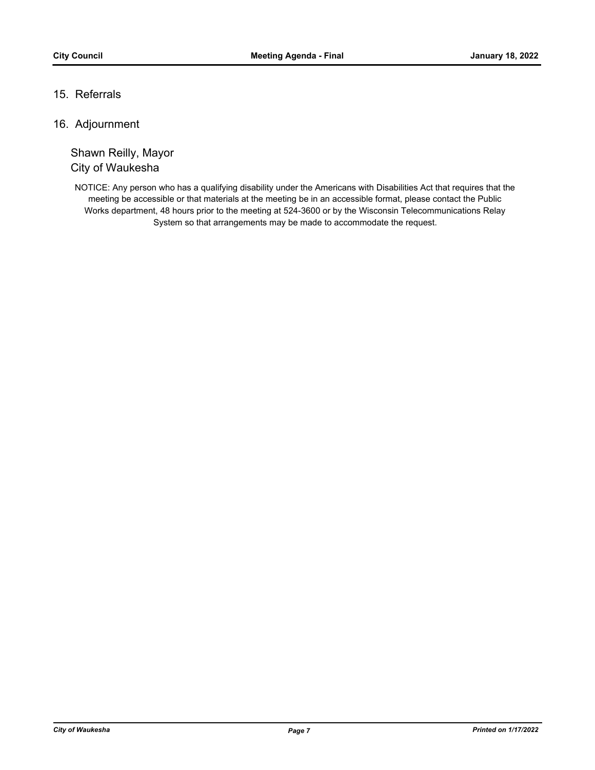## 15. Referrals

## 16. Adjournment

Shawn Reilly, Mayor
City of Waukesha

NOTICE: Any person who has a qualifying disability under the Americans with Disabilities Act that requires that the meeting be accessible or that materials at the meeting be in an accessible format, please contact the Public Works department, 48 hours prior to the meeting at 524-3600 or by the Wisconsin Telecommunications Relay System so that arrangements may be made to accommodate the request.